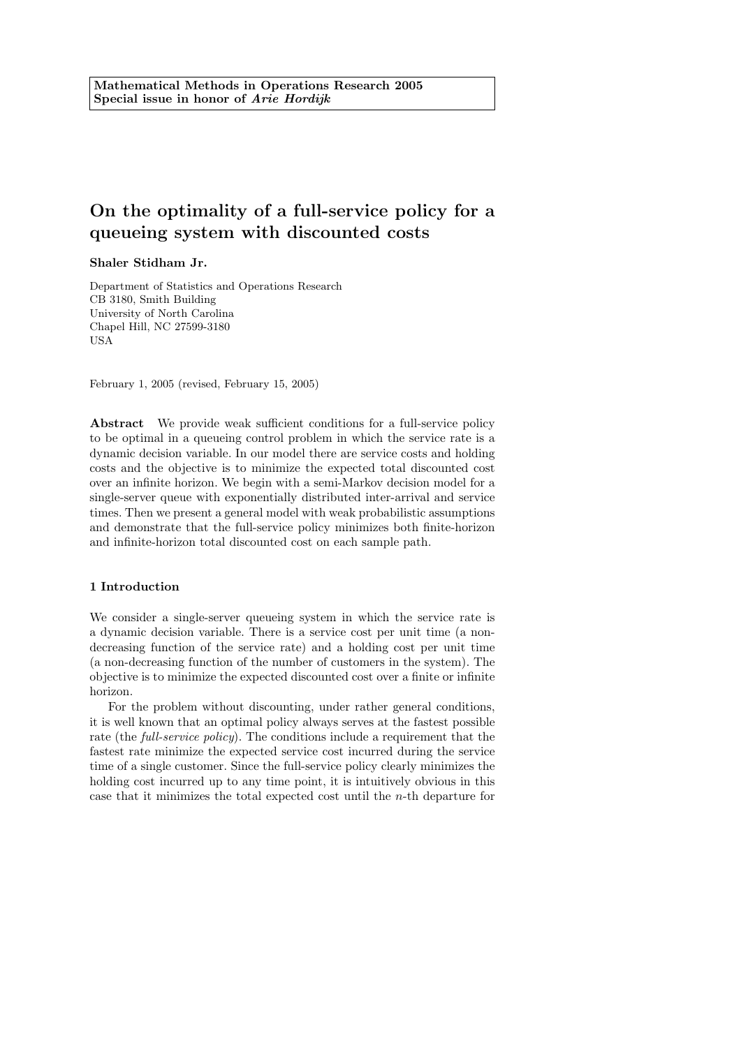**Mathematical Methods in Operations Research 2005**
**Special issue in honor of *Arie Hordijk***

# On the optimality of a full-service policy for a queueing system with discounted costs

**Shaler Stidham Jr.**

Department of Statistics and Operations Research
CB 3180, Smith Building
University of North Carolina
Chapel Hill, NC 27599-3180
USA

February 1, 2005 (revised, February 15, 2005)

**Abstract** We provide weak sufficient conditions for a full-service policy to be optimal in a queueing control problem in which the service rate is a dynamic decision variable. In our model there are service costs and holding costs and the objective is to minimize the expected total discounted cost over an infinite horizon. We begin with a semi-Markov decision model for a single-server queue with exponentially distributed inter-arrival and service times. Then we present a general model with weak probabilistic assumptions and demonstrate that the full-service policy minimizes both finite-horizon and infinite-horizon total discounted cost on each sample path.

## 1 Introduction

We consider a single-server queueing system in which the service rate is a dynamic decision variable. There is a service cost per unit time (a non-decreasing function of the service rate) and a holding cost per unit time (a non-decreasing function of the number of customers in the system). The objective is to minimize the expected discounted cost over a finite or infinite horizon.

For the problem without discounting, under rather general conditions, it is well known that an optimal policy always serves at the fastest possible rate (the *full-service policy*). The conditions include a requirement that the fastest rate minimize the expected service cost incurred during the service time of a single customer. Since the full-service policy clearly minimizes the holding cost incurred up to any time point, it is intuitively obvious in this case that it minimizes the total expected cost until the $n$-th departure for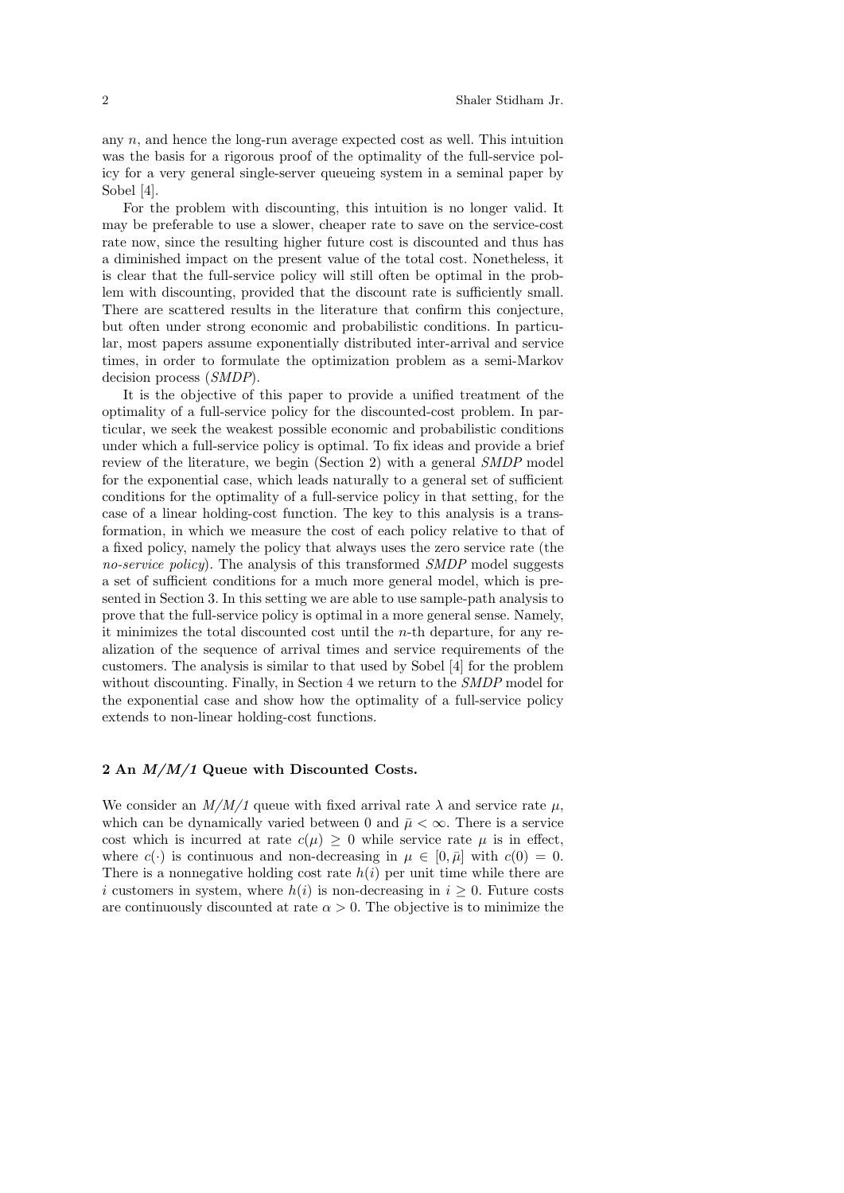any $n$, and hence the long-run average expected cost as well. This intuition was the basis for a rigorous proof of the optimality of the full-service policy for a very general single-server queueing system in a seminal paper by Sobel [4].

For the problem with discounting, this intuition is no longer valid. It may be preferable to use a slower, cheaper rate to save on the service-cost rate now, since the resulting higher future cost is discounted and thus has a diminished impact on the present value of the total cost. Nonetheless, it is clear that the full-service policy will still often be optimal in the problem with discounting, provided that the discount rate is sufficiently small. There are scattered results in the literature that confirm this conjecture, but often under strong economic and probabilistic conditions. In particular, most papers assume exponentially distributed inter-arrival and service times, in order to formulate the optimization problem as a semi-Markov decision process (*SMDP*).

It is the objective of this paper to provide a unified treatment of the optimality of a full-service policy for the discounted-cost problem. In particular, we seek the weakest possible economic and probabilistic conditions under which a full-service policy is optimal. To fix ideas and provide a brief review of the literature, we begin (Section 2) with a general *SMDP* model for the exponential case, which leads naturally to a general set of sufficient conditions for the optimality of a full-service policy in that setting, for the case of a linear holding-cost function. The key to this analysis is a transformation, in which we measure the cost of each policy relative to that of a fixed policy, namely the policy that always uses the zero service rate (the *no-service policy*). The analysis of this transformed *SMDP* model suggests a set of sufficient conditions for a much more general model, which is presented in Section 3. In this setting we are able to use sample-path analysis to prove that the full-service policy is optimal in a more general sense. Namely, it minimizes the total discounted cost until the $n$-th departure, for any realization of the sequence of arrival times and service requirements of the customers. The analysis is similar to that used by Sobel [4] for the problem without discounting. Finally, in Section 4 we return to the *SMDP* model for the exponential case and show how the optimality of a full-service policy extends to non-linear holding-cost functions.

## 2 An *M/M/1* Queue with Discounted Costs.

We consider an *M/M/1* queue with fixed arrival rate $\lambda$ and service rate $\mu$, which can be dynamically varied between 0 and $\bar{\mu} < \infty$. There is a service cost which is incurred at rate $c(\mu) \geq 0$ while service rate $\mu$ is in effect, where $c(\cdot)$ is continuous and non-decreasing in $\mu \in [0, \bar{\mu}]$ with $c(0) = 0$. There is a nonnegative holding cost rate $h(i)$ per unit time while there are $i$ customers in system, where $h(i)$ is non-decreasing in $i \geq 0$. Future costs are continuously discounted at rate $\alpha > 0$. The objective is to minimize the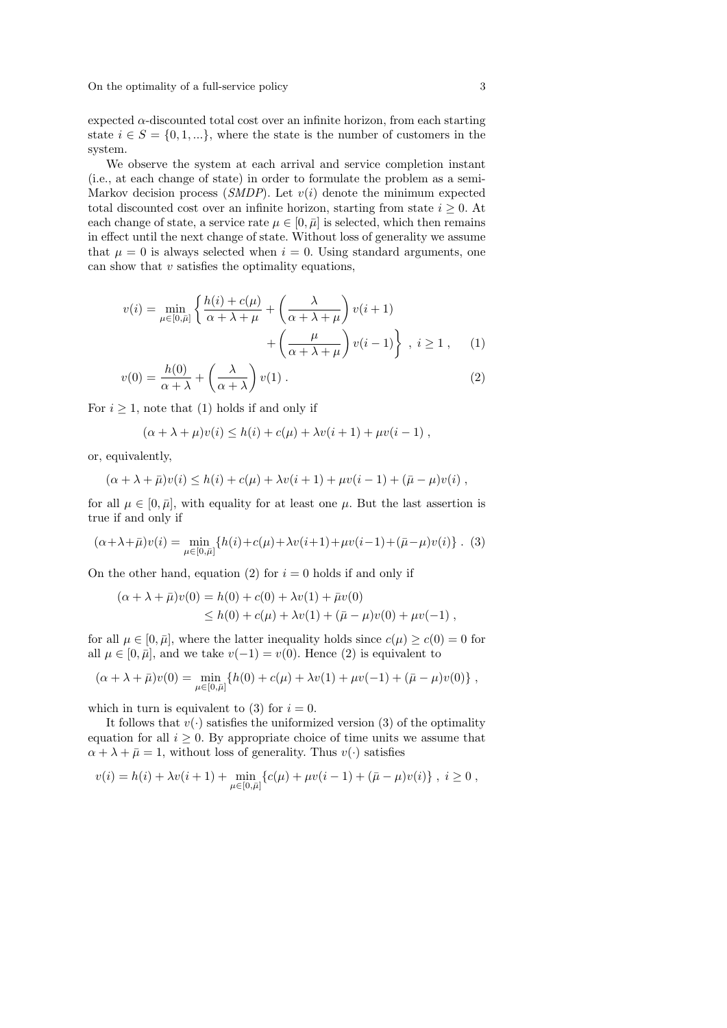expected $\alpha$-discounted total cost over an infinite horizon, from each starting state $i \in S = \{0, 1, ...\}$, where the state is the number of customers in the system.

We observe the system at each arrival and service completion instant (i.e., at each change of state) in order to formulate the problem as a semi-Markov decision process (*SMDP*). Let $v(i)$ denote the minimum expected total discounted cost over an infinite horizon, starting from state $i \geq 0$. At each change of state, a service rate $\mu \in [0, \bar{\mu}]$ is selected, which then remains in effect until the next change of state. Without loss of generality we assume that $\mu = 0$ is always selected when $i = 0$. Using standard arguments, one can show that $v$ satisfies the optimality equations,

$$v(i) = \min_{\mu \in [0,\bar{\mu}]} \left\{ \frac{h(i) + c(\mu)}{\alpha + \lambda + \mu} + \left( \frac{\lambda}{\alpha + \lambda + \mu} \right) v(i+1) + \left( \frac{\mu}{\alpha + \lambda + \mu} \right) v(i-1) \right\} , \ i \geq 1 , \quad (1)$$

$$v(0) = \frac{h(0)}{\alpha + \lambda} + \left( \frac{\lambda}{\alpha + \lambda} \right) v(1) . \quad (2)$$

For $i \geq 1$, note that (1) holds if and only if

$$(\alpha + \lambda + \mu) v(i) \leq h(i) + c(\mu) + \lambda v(i+1) + \mu v(i-1) ,$$

or, equivalently,

$$(\alpha + \lambda + \bar{\mu}) v(i) \leq h(i) + c(\mu) + \lambda v(i+1) + \mu v(i-1) + (\bar{\mu} - \mu) v(i) ,$$

for all $\mu \in [0, \bar{\mu}]$, with equality for at least one $\mu$. But the last assertion is true if and only if

$$(\alpha + \lambda + \bar{\mu}) v(i) = \min_{\mu \in [0,\bar{\mu}]} \{ h(i) + c(\mu) + \lambda v(i+1) + \mu v(i-1) + (\bar{\mu} - \mu) v(i) \} . \quad (3)$$

On the other hand, equation (2) for $i = 0$ holds if and only if

$$\begin{aligned}(\alpha + \lambda + \bar{\mu}) v(0) &= h(0) + c(0) + \lambda v(1) + \bar{\mu} v(0) \\ &\leq h(0) + c(\mu) + \lambda v(1) + (\bar{\mu} - \mu) v(0) + \mu v(-1) ,\end{aligned}$$

for all $\mu \in [0, \bar{\mu}]$, where the latter inequality holds since $c(\mu) \geq c(0) = 0$ for all $\mu \in [0, \bar{\mu}]$, and we take $v(-1) = v(0)$. Hence (2) is equivalent to

$$(\alpha + \lambda + \bar{\mu}) v(0) = \min_{\mu \in [0,\bar{\mu}]} \{ h(0) + c(\mu) + \lambda v(1) + \mu v(-1) + (\bar{\mu} - \mu) v(0) \} ,$$

which in turn is equivalent to (3) for $i = 0$.

It follows that $v(\cdot)$ satisfies the uniformized version (3) of the optimality equation for all $i \geq 0$. By appropriate choice of time units we assume that $\alpha + \lambda + \bar{\mu} = 1$, without loss of generality. Thus $v(\cdot)$ satisfies

$$v(i) = h(i) + \lambda v(i+1) + \min_{\mu \in [0,\bar{\mu}]} \{ c(\mu) + \mu v(i-1) + (\bar{\mu} - \mu) v(i) \} , \ i \geq 0 ,$$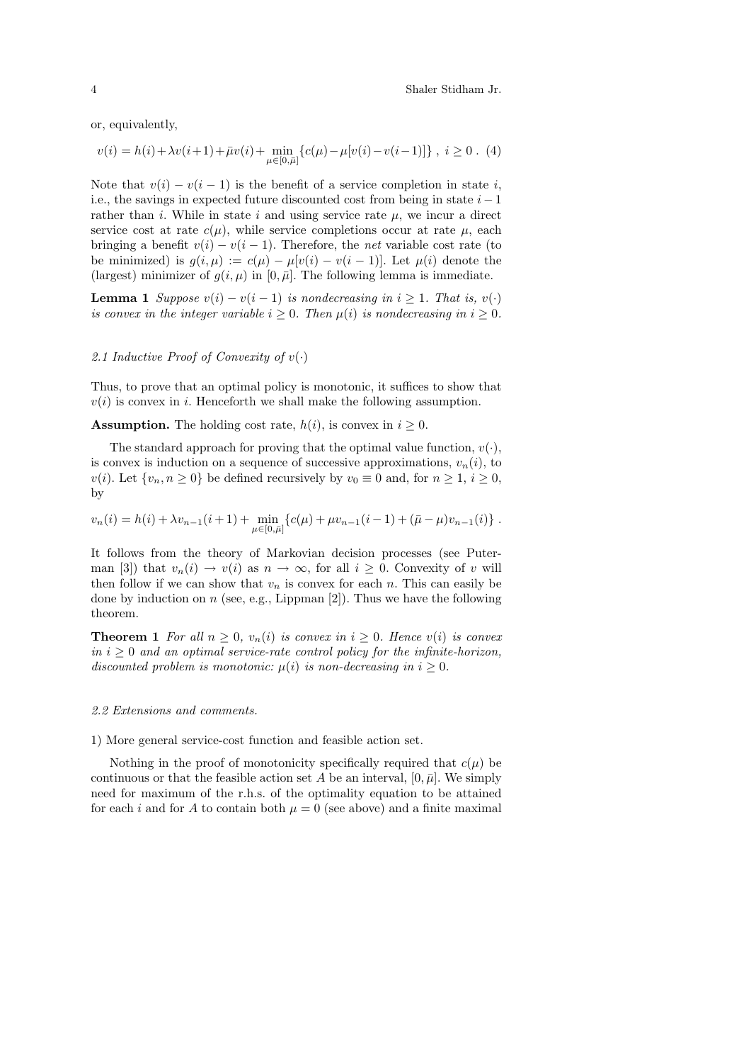or, equivalently,

$$v(i) = h(i) + \lambda v(i+1) + \bar{\mu} v(i) + \min_{\mu \in [0,\bar{\mu}]} \{c(\mu) - \mu[v(i) - v(i-1)]\} \ , \ i \geq 0 \ . \quad (4)$$

Note that $v(i) - v(i-1)$ is the benefit of a service completion in state $i$, i.e., the savings in expected future discounted cost from being in state $i-1$ rather than $i$. While in state $i$ and using service rate $\mu$, we incur a direct service cost at rate $c(\mu)$, while service completions occur at rate $\mu$, each bringing a benefit $v(i) - v(i-1)$. Therefore, the *net* variable cost rate (to be minimized) is $g(i, \mu) := c(\mu) - \mu[v(i) - v(i-1)]$. Let $\mu(i)$ denote the (largest) minimizer of $g(i, \mu)$ in $[0, \bar{\mu}]$. The following lemma is immediate.

**Lemma 1** *Suppose $v(i) - v(i-1)$ is nondecreasing in $i \geq 1$. That is, $v(\cdot)$ is convex in the integer variable $i \geq 0$. Then $\mu(i)$ is nondecreasing in $i \geq 0$.*

### *2.1 Inductive Proof of Convexity of $v(\cdot)$*

Thus, to prove that an optimal policy is monotonic, it suffices to show that $v(i)$ is convex in $i$. Henceforth we shall make the following assumption.

**Assumption.** The holding cost rate, $h(i)$, is convex in $i \geq 0$.

The standard approach for proving that the optimal value function, $v(\cdot)$, is convex is induction on a sequence of successive approximations, $v_n(i)$, to $v(i)$. Let $\{v_n, n \geq 0\}$ be defined recursively by $v_0 \equiv 0$ and, for $n \geq 1$, $i \geq 0$, by

$$v_n(i) = h(i) + \lambda v_{n-1}(i+1) + \min_{\mu \in [0,\bar{\mu}]} \{c(\mu) + \mu v_{n-1}(i-1) + (\bar{\mu} - \mu) v_{n-1}(i)\} \ .$$

It follows from the theory of Markovian decision processes (see Puterman [3]) that $v_n(i) \to v(i)$ as $n \to \infty$, for all $i \geq 0$. Convexity of $v$ will then follow if we can show that $v_n$ is convex for each $n$. This can easily be done by induction on $n$ (see, e.g., Lippman [2]). Thus we have the following theorem.

**Theorem 1** *For all $n \geq 0$, $v_n(i)$ is convex in $i \geq 0$. Hence $v(i)$ is convex in $i \geq 0$ and an optimal service-rate control policy for the infinite-horizon, discounted problem is monotonic: $\mu(i)$ is non-decreasing in $i \geq 0$.*

### *2.2 Extensions and comments.*

1) More general service-cost function and feasible action set.

Nothing in the proof of monotonicity specifically required that $c(\mu)$ be continuous or that the feasible action set $A$ be an interval, $[0, \bar{\mu}]$. We simply need for maximum of the r.h.s. of the optimality equation to be attained for each $i$ and for $A$ to contain both $\mu = 0$ (see above) and a finite maximal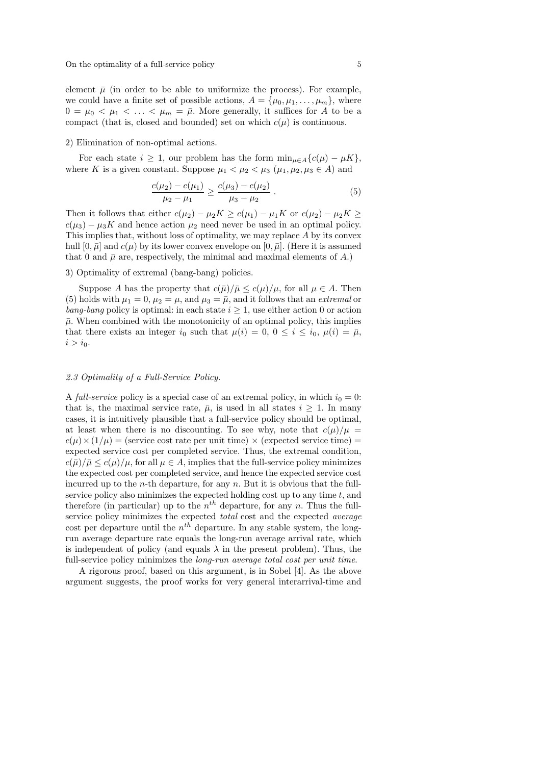element $\bar{\mu}$ (in order to be able to uniformize the process). For example, we could have a finite set of possible actions, $A = \{\mu_0, \mu_1, \ldots, \mu_m\}$, where $0 = \mu_0 < \mu_1 < \ldots < \mu_m = \bar{\mu}$. More generally, it suffices for $A$ to be a compact (that is, closed and bounded) set on which $c(\mu)$ is continuous.

2) Elimination of non-optimal actions.

For each state $i \geq 1$, our problem has the form $\min_{\mu \in A}\{c(\mu) - \mu K\}$, where $K$ is a given constant. Suppose $\mu_1 < \mu_2 < \mu_3$ ($\mu_1, \mu_2, \mu_3 \in A$) and

$$\frac{c(\mu_2) - c(\mu_1)}{\mu_2 - \mu_1} \geq \frac{c(\mu_3) - c(\mu_2)}{\mu_3 - \mu_2} \,. \tag{5}$$

Then it follows that either $c(\mu_2) - \mu_2 K \geq c(\mu_1) - \mu_1 K$ or $c(\mu_2) - \mu_2 K \geq c(\mu_3) - \mu_3 K$ and hence action $\mu_2$ need never be used in an optimal policy. This implies that, without loss of optimality, we may replace $A$ by its convex hull $[0, \bar{\mu}]$ and $c(\mu)$ by its lower convex envelope on $[0, \bar{\mu}]$. (Here it is assumed that 0 and $\bar{\mu}$ are, respectively, the minimal and maximal elements of $A$.)

3) Optimality of extremal (bang-bang) policies.

Suppose $A$ has the property that $c(\bar{\mu})/\bar{\mu} \leq c(\mu)/\mu$, for all $\mu \in A$. Then (5) holds with $\mu_1 = 0$, $\mu_2 = \mu$, and $\mu_3 = \bar{\mu}$, and it follows that an *extremal* or *bang-bang* policy is optimal: in each state $i \geq 1$, use either action 0 or action $\bar{\mu}$. When combined with the monotonicity of an optimal policy, this implies that there exists an integer $i_0$ such that $\mu(i) = 0$, $0 \leq i \leq i_0$, $\mu(i) = \bar{\mu}$, $i > i_0$.

### *2.3 Optimality of a Full-Service Policy.*

A *full-service* policy is a special case of an extremal policy, in which $i_0 = 0$: that is, the maximal service rate, $\bar{\mu}$, is used in all states $i \geq 1$. In many cases, it is intuitively plausible that a full-service policy should be optimal, at least when there is no discounting. To see why, note that $c(\mu)/\mu = c(\mu) \times (1/\mu) =$ (service cost rate per unit time) $\times$ (expected service time) $=$ expected service cost per completed service. Thus, the extremal condition, $c(\bar{\mu})/\bar{\mu} \leq c(\mu)/\mu$, for all $\mu \in A$, implies that the full-service policy minimizes the expected cost per completed service, and hence the expected service cost incurred up to the $n$-th departure, for any $n$. But it is obvious that the full-service policy also minimizes the expected holding cost up to any time $t$, and therefore (in particular) up to the $n^{th}$ departure, for any $n$. Thus the full-service policy minimizes the expected *total* cost and the expected *average* cost per departure until the $n^{th}$ departure. In any stable system, the long-run average departure rate equals the long-run average arrival rate, which is independent of policy (and equals $\lambda$ in the present problem). Thus, the full-service policy minimizes the *long-run average total cost per unit time*.

A rigorous proof, based on this argument, is in Sobel [4]. As the above argument suggests, the proof works for very general interarrival-time and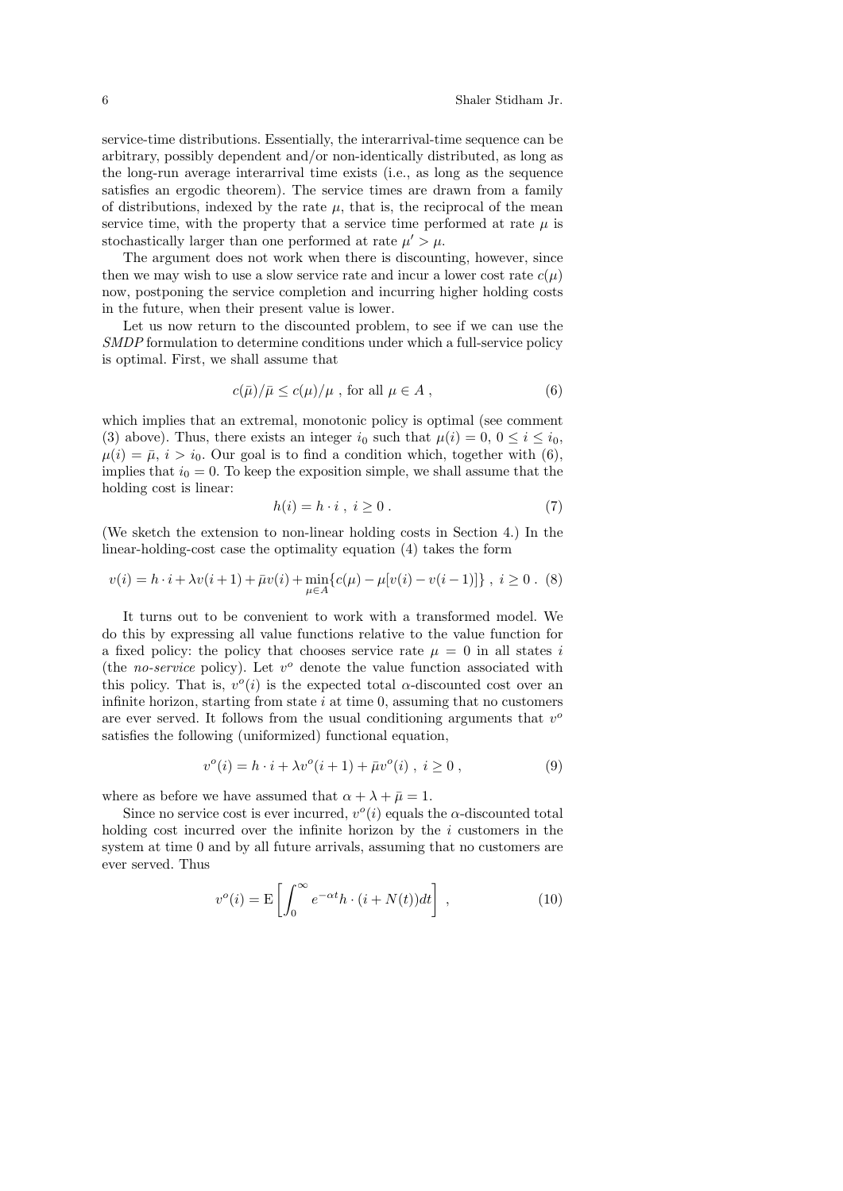service-time distributions. Essentially, the interarrival-time sequence can be arbitrary, possibly dependent and/or non-identically distributed, as long as the long-run average interarrival time exists (i.e., as long as the sequence satisfies an ergodic theorem). The service times are drawn from a family of distributions, indexed by the rate $\mu$, that is, the reciprocal of the mean service time, with the property that a service time performed at rate $\mu$ is stochastically larger than one performed at rate $\mu' > \mu$.

The argument does not work when there is discounting, however, since then we may wish to use a slow service rate and incur a lower cost rate $c(\mu)$ now, postponing the service completion and incurring higher holding costs in the future, when their present value is lower.

Let us now return to the discounted problem, to see if we can use the *SMDP* formulation to determine conditions under which a full-service policy is optimal. First, we shall assume that

$$c(\bar{\mu})/\bar{\mu} \le c(\mu)/\mu \text{ , for all } \mu \in A \text{ ,} \tag{6}$$

which implies that an extremal, monotonic policy is optimal (see comment (3) above). Thus, there exists an integer $i_0$ such that $\mu(i) = 0$, $0 \le i \le i_0$, $\mu(i) = \bar{\mu}$, $i > i_0$. Our goal is to find a condition which, together with (6), implies that $i_0 = 0$. To keep the exposition simple, we shall assume that the holding cost is linear:

$$h(i) = h \cdot i \text{ , } i \ge 0 \text{ .} \tag{7}$$

(We sketch the extension to non-linear holding costs in Section 4.) In the linear-holding-cost case the optimality equation (4) takes the form

$$v(i) = h \cdot i + \lambda v(i+1) + \bar{\mu} v(i) + \min_{\mu \in A}\{c(\mu) - \mu[v(i) - v(i-1)]\} \text{ , } i \ge 0 \text{ .} \tag{8}$$

It turns out to be convenient to work with a transformed model. We do this by expressing all value functions relative to the value function for a fixed policy: the policy that chooses service rate $\mu = 0$ in all states $i$ (the *no-service* policy). Let $v^o$ denote the value function associated with this policy. That is, $v^o(i)$ is the expected total $\alpha$-discounted cost over an infinite horizon, starting from state $i$ at time 0, assuming that no customers are ever served. It follows from the usual conditioning arguments that $v^o$ satisfies the following (uniformized) functional equation,

$$v^o(i) = h \cdot i + \lambda v^o(i+1) + \bar{\mu} v^o(i) \text{ , } i \ge 0 \text{ ,} \tag{9}$$

where as before we have assumed that $\alpha + \lambda + \bar{\mu} = 1$.

Since no service cost is ever incurred, $v^o(i)$ equals the $\alpha$-discounted total holding cost incurred over the infinite horizon by the $i$ customers in the system at time 0 and by all future arrivals, assuming that no customers are ever served. Thus

$$v^o(i) = \mathrm{E}\left[\int_0^\infty e^{-\alpha t} h \cdot (i + N(t)) dt\right] \text{ ,} \tag{10}$$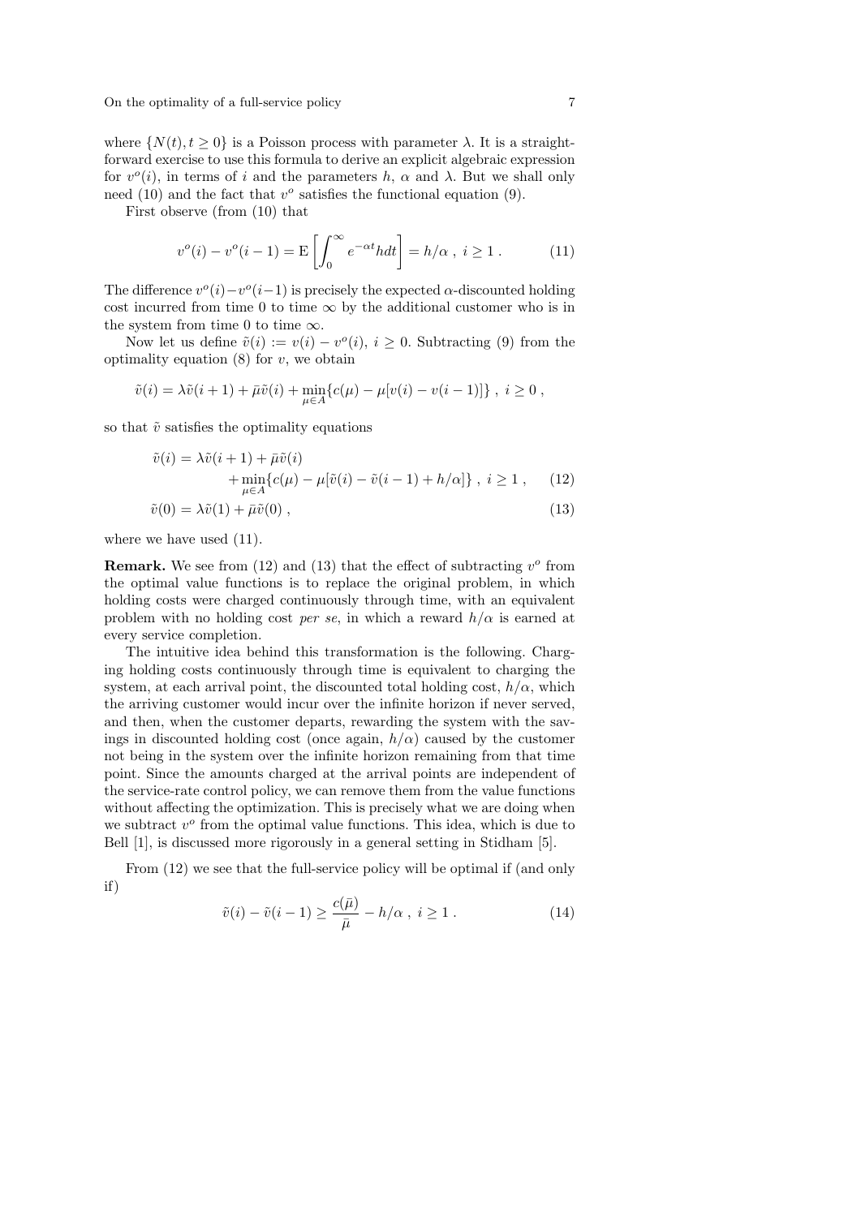where $\{N(t), t \geq 0\}$ is a Poisson process with parameter $\lambda$. It is a straightforward exercise to use this formula to derive an explicit algebraic expression for $v^o(i)$, in terms of $i$ and the parameters $h$, $\alpha$ and $\lambda$. But we shall only need (10) and the fact that $v^o$ satisfies the functional equation (9).

First observe (from (10) that

$$v^o(i) - v^o(i-1) = \mathrm{E}\left[\int_0^\infty e^{-\alpha t} h dt\right] = h/\alpha \ , \ i \geq 1 \ . \tag{11}$$

The difference $v^o(i) - v^o(i-1)$ is precisely the expected $\alpha$-discounted holding cost incurred from time 0 to time $\infty$ by the additional customer who is in the system from time 0 to time $\infty$.

Now let us define $\tilde{v}(i) := v(i) - v^o(i)$, $i \geq 0$. Subtracting (9) from the optimality equation (8) for $v$, we obtain

$$\tilde{v}(i) = \lambda \tilde{v}(i+1) + \bar{\mu}\tilde{v}(i) + \min_{\mu \in A}\{c(\mu) - \mu[v(i) - v(i-1)]\} \ , \ i \geq 0 \ ,$$

so that $\tilde{v}$ satisfies the optimality equations

$$\begin{aligned} \tilde{v}(i) &= \lambda \tilde{v}(i+1) + \bar{\mu}\tilde{v}(i) \\ &\quad + \min_{\mu \in A}\{c(\mu) - \mu[\tilde{v}(i) - \tilde{v}(i-1) + h/\alpha]\} \ , \ i \geq 1 \ , \end{aligned} \tag{12}$$

$$\tilde{v}(0) = \lambda \tilde{v}(1) + \bar{\mu}\tilde{v}(0) \ , \tag{13}$$

where we have used (11).

**Remark.** We see from (12) and (13) that the effect of subtracting $v^o$ from the optimal value functions is to replace the original problem, in which holding costs were charged continuously through time, with an equivalent problem with no holding cost *per se*, in which a reward $h/\alpha$ is earned at every service completion.

The intuitive idea behind this transformation is the following. Charging holding costs continuously through time is equivalent to charging the system, at each arrival point, the discounted total holding cost, $h/\alpha$, which the arriving customer would incur over the infinite horizon if never served, and then, when the customer departs, rewarding the system with the savings in discounted holding cost (once again, $h/\alpha$) caused by the customer not being in the system over the infinite horizon remaining from that time point. Since the amounts charged at the arrival points are independent of the service-rate control policy, we can remove them from the value functions without affecting the optimization. This is precisely what we are doing when we subtract $v^o$ from the optimal value functions. This idea, which is due to Bell [1], is discussed more rigorously in a general setting in Stidham [5].

From (12) we see that the full-service policy will be optimal if (and only if)

$$\tilde{v}(i) - \tilde{v}(i-1) \geq \frac{c(\bar{\mu})}{\bar{\mu}} - h/\alpha \ , \ i \geq 1 \ . \tag{14}$$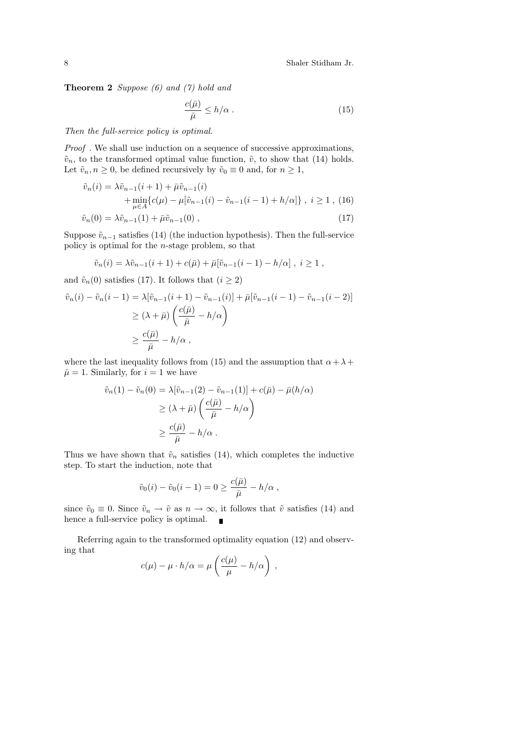**Theorem 2** *Suppose (6) and (7) hold and*

$$\frac{c(\bar{\mu})}{\bar{\mu}} \leq h/\alpha \; . \tag{15}$$

*Then the full-service policy is optimal.*

*Proof* . We shall use induction on a sequence of successive approximations, $\tilde{v}_n$, to the transformed optimal value function, $\tilde{v}$, to show that (14) holds. Let $\tilde{v}_n, n \geq 0$, be defined recursively by $\tilde{v}_0 \equiv 0$ and, for $n \geq 1$,

$$\begin{aligned}\tilde{v}_n(i) &= \lambda \tilde{v}_{n-1}(i+1) + \bar{\mu}\tilde{v}_{n-1}(i) \\ &\quad + \min_{\mu \in A}\{c(\mu) - \mu[\tilde{v}_{n-1}(i) - \tilde{v}_{n-1}(i-1) + h/\alpha]\} \; , \; i \geq 1 \; , \qquad (16)\\ \tilde{v}_n(0) &= \lambda \tilde{v}_{n-1}(1) + \bar{\mu}\tilde{v}_{n-1}(0) \; , \qquad (17)\end{aligned}$$

Suppose $\tilde{v}_{n-1}$ satisfies (14) (the induction hypothesis). Then the full-service policy is optimal for the $n$-stage problem, so that

$$\tilde{v}_n(i) = \lambda \tilde{v}_{n-1}(i+1) + c(\bar{\mu}) + \bar{\mu}[\tilde{v}_{n-1}(i-1) - h/\alpha] \; , \; i \geq 1 \; ,$$

and $\tilde{v}_n(0)$ satisfies (17). It follows that $(i \geq 2)$

$$\begin{aligned}\tilde{v}_n(i) - \tilde{v}_n(i-1) &= \lambda[\tilde{v}_{n-1}(i+1) - \tilde{v}_{n-1}(i)] + \bar{\mu}[\tilde{v}_{n-1}(i-1) - \tilde{v}_{n-1}(i-2)] \\ &\geq (\lambda + \bar{\mu})\left(\frac{c(\bar{\mu})}{\bar{\mu}} - h/\alpha\right) \\ &\geq \frac{c(\bar{\mu})}{\bar{\mu}} - h/\alpha \; ,\end{aligned}$$

where the last inequality follows from (15) and the assumption that $\alpha + \lambda + \bar{\mu} = 1$. Similarly, for $i = 1$ we have

$$\begin{aligned}\tilde{v}_n(1) - \tilde{v}_n(0) &= \lambda[\tilde{v}_{n-1}(2) - \tilde{v}_{n-1}(1)] + c(\bar{\mu}) - \bar{\mu}(h/\alpha) \\ &\geq (\lambda + \bar{\mu})\left(\frac{c(\bar{\mu})}{\bar{\mu}} - h/\alpha\right) \\ &\geq \frac{c(\bar{\mu})}{\bar{\mu}} - h/\alpha \; .\end{aligned}$$

Thus we have shown that $\tilde{v}_n$ satisfies (14), which completes the inductive step. To start the induction, note that

$$\tilde{v}_0(i) - \tilde{v}_0(i-1) = 0 \geq \frac{c(\bar{\mu})}{\bar{\mu}} - h/\alpha \; ,$$

since $\tilde{v}_0 \equiv 0$. Since $\tilde{v}_n \to \tilde{v}$ as $n \to \infty$, it follows that $\tilde{v}$ satisfies (14) and hence a full-service policy is optimal. ∎

Referring again to the transformed optimality equation (12) and observing that

$$c(\mu) - \mu \cdot h/\alpha = \mu\left(\frac{c(\mu)}{\mu} - h/\alpha\right) \; ,$$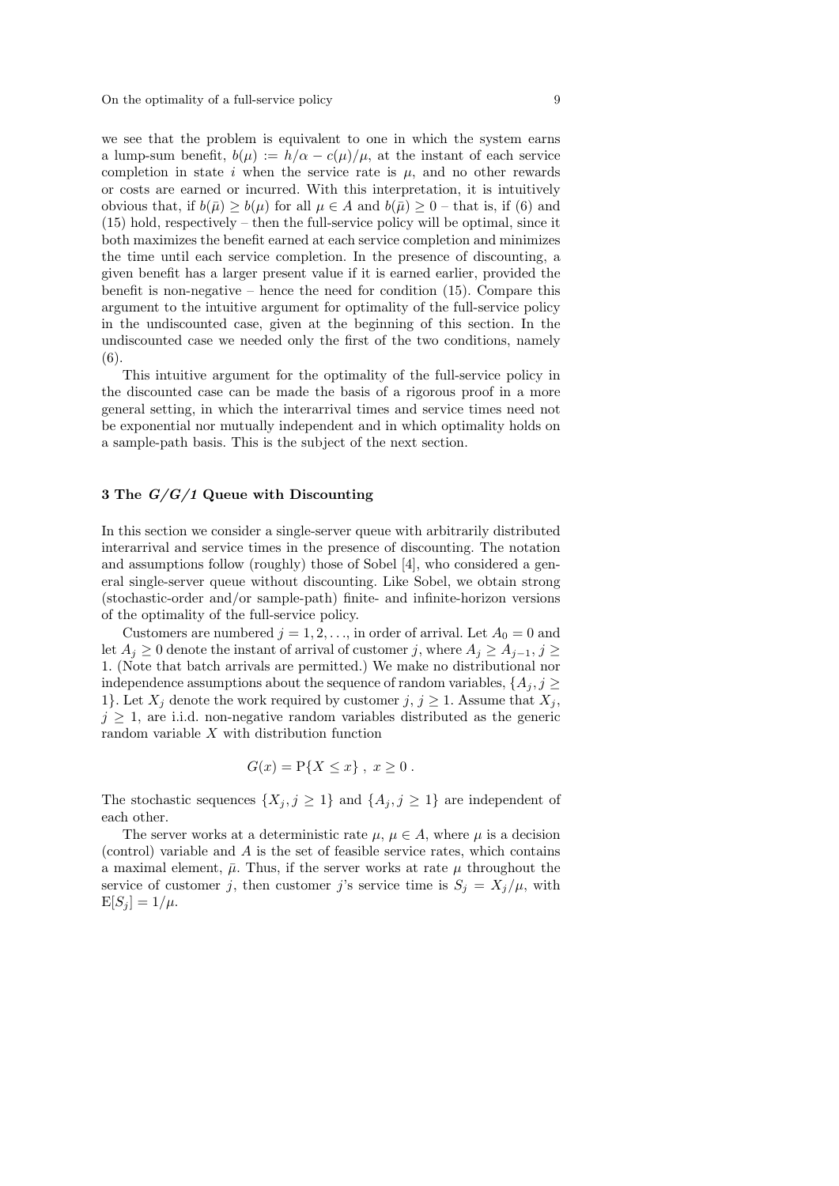we see that the problem is equivalent to one in which the system earns a lump-sum benefit, $b(\mu) := h/\alpha - c(\mu)/\mu$, at the instant of each service completion in state $i$ when the service rate is $\mu$, and no other rewards or costs are earned or incurred. With this interpretation, it is intuitively obvious that, if $b(\bar{\mu}) \geq b(\mu)$ for all $\mu \in A$ and $b(\bar{\mu}) \geq 0$ – that is, if (6) and (15) hold, respectively – then the full-service policy will be optimal, since it both maximizes the benefit earned at each service completion and minimizes the time until each service completion. In the presence of discounting, a given benefit has a larger present value if it is earned earlier, provided the benefit is non-negative – hence the need for condition (15). Compare this argument to the intuitive argument for optimality of the full-service policy in the undiscounted case, given at the beginning of this section. In the undiscounted case we needed only the first of the two conditions, namely (6).

This intuitive argument for the optimality of the full-service policy in the discounted case can be made the basis of a rigorous proof in a more general setting, in which the interarrival times and service times need not be exponential nor mutually independent and in which optimality holds on a sample-path basis. This is the subject of the next section.

## 3 The *G/G/1* Queue with Discounting

In this section we consider a single-server queue with arbitrarily distributed interarrival and service times in the presence of discounting. The notation and assumptions follow (roughly) those of Sobel [4], who considered a general single-server queue without discounting. Like Sobel, we obtain strong (stochastic-order and/or sample-path) finite- and infinite-horizon versions of the optimality of the full-service policy.

Customers are numbered $j = 1, 2, \ldots$, in order of arrival. Let $A_0 = 0$ and let $A_j \geq 0$ denote the instant of arrival of customer $j$, where $A_j \geq A_{j-1}$, $j \geq 1$. (Note that batch arrivals are permitted.) We make no distributional nor independence assumptions about the sequence of random variables, $\{A_j, j \geq 1\}$. Let $X_j$ denote the work required by customer $j$, $j \geq 1$. Assume that $X_j$, $j \geq 1$, are i.i.d. non-negative random variables distributed as the generic random variable $X$ with distribution function

$$G(x) = \mathrm{P}\{X \leq x\}\ ,\ x \geq 0\ .$$

The stochastic sequences $\{X_j, j \geq 1\}$ and $\{A_j, j \geq 1\}$ are independent of each other.

The server works at a deterministic rate $\mu$, $\mu \in A$, where $\mu$ is a decision (control) variable and $A$ is the set of feasible service rates, which contains a maximal element, $\bar{\mu}$. Thus, if the server works at rate $\mu$ throughout the service of customer $j$, then customer $j$'s service time is $S_j = X_j/\mu$, with $\mathrm{E}[S_j] = 1/\mu$.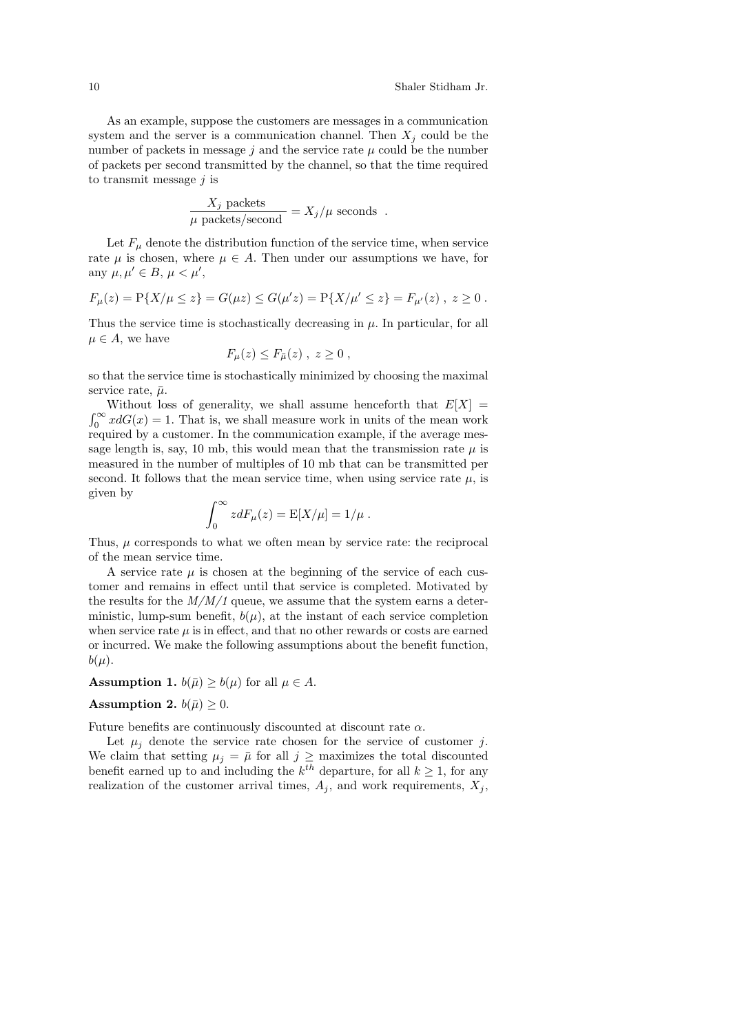As an example, suppose the customers are messages in a communication system and the server is a communication channel. Then $X_j$ could be the number of packets in message $j$ and the service rate $\mu$ could be the number of packets per second transmitted by the channel, so that the time required to transmit message $j$ is

$$\frac{X_j \text{ packets}}{\mu \text{ packets/second}} = X_j/\mu \text{ seconds} \ .$$

Let $F_\mu$ denote the distribution function of the service time, when service rate $\mu$ is chosen, where $\mu \in A$. Then under our assumptions we have, for any $\mu, \mu' \in B$, $\mu < \mu'$,

$$F_\mu(z) = \mathrm{P}\{X/\mu \leq z\} = G(\mu z) \leq G(\mu' z) = \mathrm{P}\{X/\mu' \leq z\} = F_{\mu'}(z) \ , \ z \geq 0 \ .$$

Thus the service time is stochastically decreasing in $\mu$. In particular, for all $\mu \in A$, we have

$$F_\mu(z) \leq F_{\bar{\mu}}(z) \ , \ z \geq 0 \ ,$$

so that the service time is stochastically minimized by choosing the maximal service rate, $\bar{\mu}$.

Without loss of generality, we shall assume henceforth that $E[X] = \int_0^\infty x dG(x) = 1$. That is, we shall measure work in units of the mean work required by a customer. In the communication example, if the average message length is, say, 10 mb, this would mean that the transmission rate $\mu$ is measured in the number of multiples of 10 mb that can be transmitted per second. It follows that the mean service time, when using service rate $\mu$, is given by

$$\int_0^\infty z dF_\mu(z) = \mathrm{E}[X/\mu] = 1/\mu \ .$$

Thus, $\mu$ corresponds to what we often mean by service rate: the reciprocal of the mean service time.

A service rate $\mu$ is chosen at the beginning of the service of each customer and remains in effect until that service is completed. Motivated by the results for the *M/M/1* queue, we assume that the system earns a deterministic, lump-sum benefit, $b(\mu)$, at the instant of each service completion when service rate $\mu$ is in effect, and that no other rewards or costs are earned or incurred. We make the following assumptions about the benefit function, $b(\mu)$.

**Assumption 1.** $b(\bar{\mu}) \geq b(\mu)$ for all $\mu \in A$.

**Assumption 2.** $b(\bar{\mu}) \geq 0$.

Future benefits are continuously discounted at discount rate $\alpha$.

Let $\mu_j$ denote the service rate chosen for the service of customer $j$. We claim that setting $\mu_j = \bar{\mu}$ for all $j \geq$ maximizes the total discounted benefit earned up to and including the $k^{th}$ departure, for all $k \geq 1$, for any realization of the customer arrival times, $A_j$, and work requirements, $X_j$,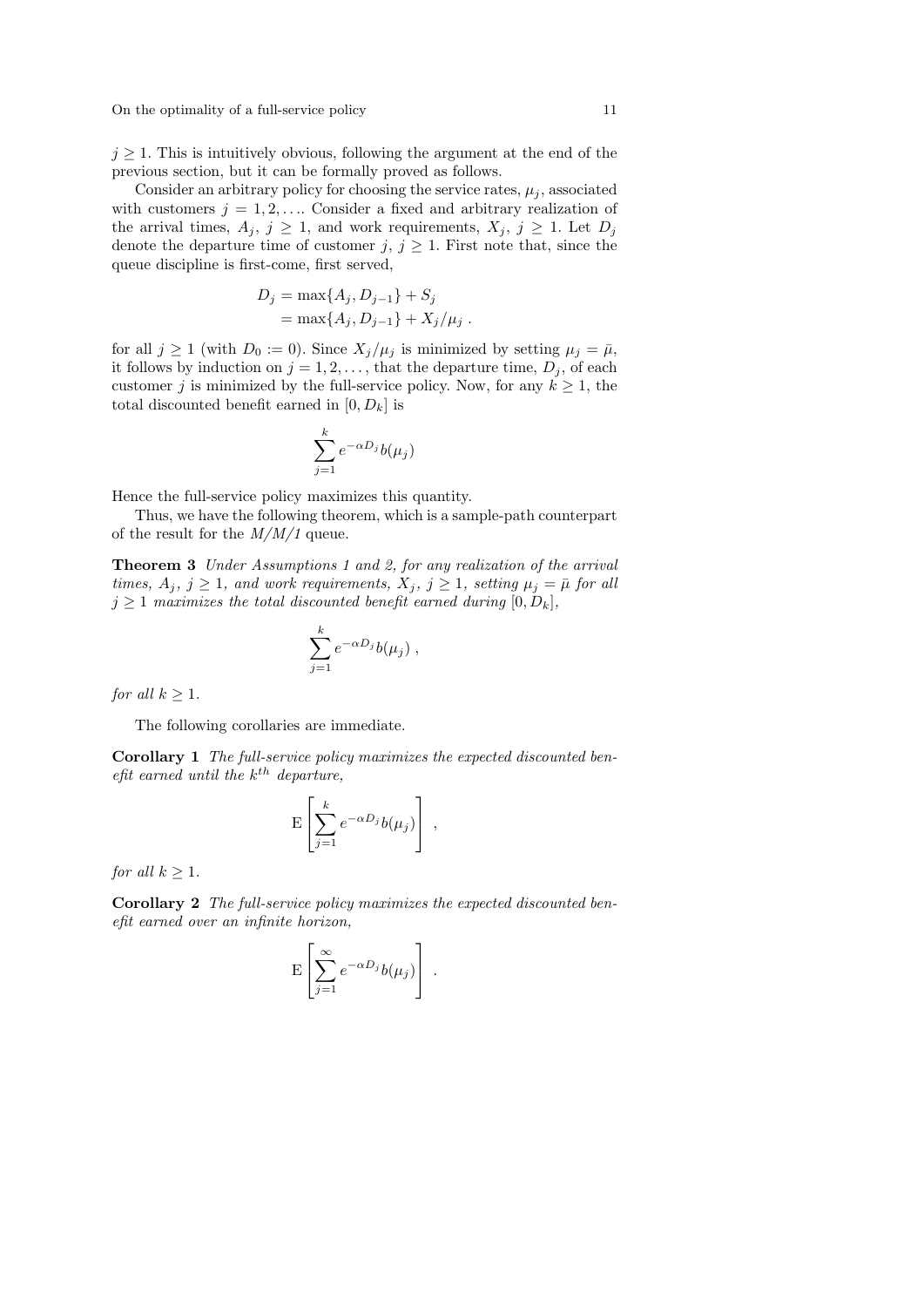$j \geq 1$. This is intuitively obvious, following the argument at the end of the previous section, but it can be formally proved as follows.

Consider an arbitrary policy for choosing the service rates, $\mu_j$, associated with customers $j = 1, 2, \ldots$. Consider a fixed and arbitrary realization of the arrival times, $A_j$, $j \geq 1$, and work requirements, $X_j$, $j \geq 1$. Let $D_j$ denote the departure time of customer $j$, $j \geq 1$. First note that, since the queue discipline is first-come, first served,

$$
\begin{aligned}
D_j &= \max\{A_j, D_{j-1}\} + S_j \\
&= \max\{A_j, D_{j-1}\} + X_j/\mu_j \ .
\end{aligned}
$$

for all $j \geq 1$ (with $D_0 := 0$). Since $X_j/\mu_j$ is minimized by setting $\mu_j = \bar{\mu}$, it follows by induction on $j = 1, 2, \ldots$, that the departure time, $D_j$, of each customer $j$ is minimized by the full-service policy. Now, for any $k \geq 1$, the total discounted benefit earned in $[0, D_k]$ is

$$
\sum_{j=1}^{k} e^{-\alpha D_j} b(\mu_j)
$$

Hence the full-service policy maximizes this quantity.

Thus, we have the following theorem, which is a sample-path counterpart of the result for the *M/M/1* queue.

**Theorem 3** *Under Assumptions 1 and 2, for any realization of the arrival times, $A_j$, $j \geq 1$, and work requirements, $X_j$, $j \geq 1$, setting $\mu_j = \bar{\mu}$ for all $j \geq 1$ maximizes the total discounted benefit earned during $[0, D_k]$,*

$$
\sum_{j=1}^{k} e^{-\alpha D_j} b(\mu_j) \ ,
$$

*for all $k \geq 1$.*

The following corollaries are immediate.

**Corollary 1** *The full-service policy maximizes the expected discounted benefit earned until the $k^{th}$ departure,*

$$
\mathrm{E}\left[ \sum_{j=1}^{k} e^{-\alpha D_j} b(\mu_j) \right] \ ,
$$

*for all $k \geq 1$.*

**Corollary 2** *The full-service policy maximizes the expected discounted benefit earned over an infinite horizon,*

$$
\mathrm{E}\left[ \sum_{j=1}^{\infty} e^{-\alpha D_j} b(\mu_j) \right] \ .
$$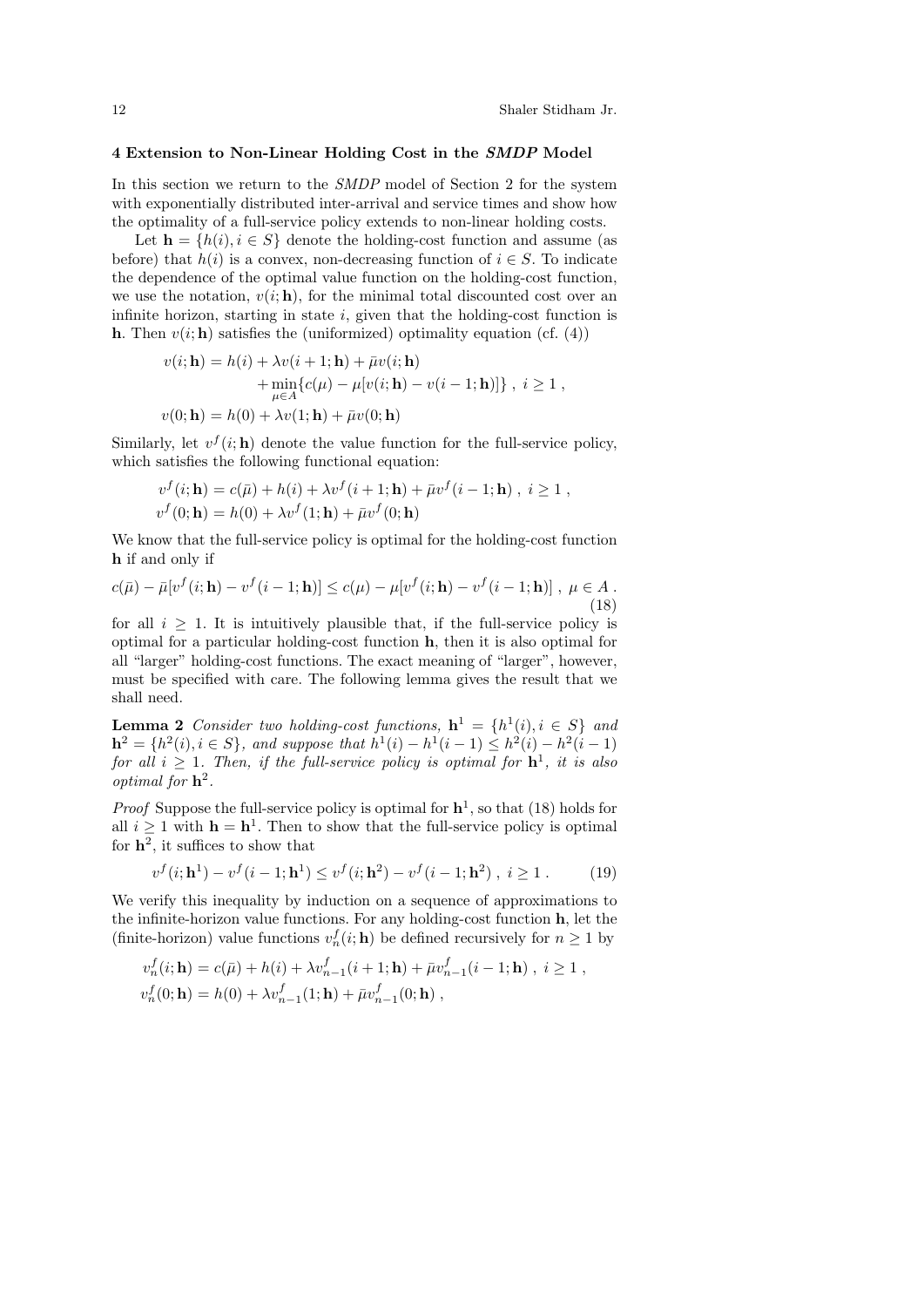## 4 Extension to Non-Linear Holding Cost in the *SMDP* Model

In this section we return to the *SMDP* model of Section 2 for the system with exponentially distributed inter-arrival and service times and show how the optimality of a full-service policy extends to non-linear holding costs.

Let $\mathbf{h} = \{h(i), i \in S\}$ denote the holding-cost function and assume (as before) that $h(i)$ is a convex, non-decreasing function of $i \in S$. To indicate the dependence of the optimal value function on the holding-cost function, we use the notation, $v(i; \mathbf{h})$, for the minimal total discounted cost over an infinite horizon, starting in state $i$, given that the holding-cost function is $\mathbf{h}$. Then $v(i; \mathbf{h})$ satisfies the (uniformized) optimality equation (cf. (4))

$$
\begin{aligned}
v(i; \mathbf{h}) &= h(i) + \lambda v(i+1; \mathbf{h}) + \bar{\mu} v(i; \mathbf{h}) \\
&\quad + \min_{\mu \in A} \{c(\mu) - \mu[v(i; \mathbf{h}) - v(i-1; \mathbf{h})]\} \ , \ i \geq 1 \ , \\
v(0; \mathbf{h}) &= h(0) + \lambda v(1; \mathbf{h}) + \bar{\mu} v(0; \mathbf{h})
\end{aligned}
$$

Similarly, let $v^f(i; \mathbf{h})$ denote the value function for the full-service policy, which satisfies the following functional equation:

$$
\begin{aligned}
v^f(i; \mathbf{h}) &= c(\bar{\mu}) + h(i) + \lambda v^f(i+1; \mathbf{h}) + \bar{\mu} v^f(i-1; \mathbf{h}) \ , \ i \geq 1 \ , \\
v^f(0; \mathbf{h}) &= h(0) + \lambda v^f(1; \mathbf{h}) + \bar{\mu} v^f(0; \mathbf{h})
\end{aligned}
$$

We know that the full-service policy is optimal for the holding-cost function $\mathbf{h}$ if and only if

$$
c(\bar{\mu}) - \bar{\mu}[v^f(i; \mathbf{h}) - v^f(i-1; \mathbf{h})] \leq c(\mu) - \mu[v^f(i; \mathbf{h}) - v^f(i-1; \mathbf{h})] \ , \ \mu \in A \ . \tag{18}
$$

for all $i \geq 1$. It is intuitively plausible that, if the full-service policy is optimal for a particular holding-cost function $\mathbf{h}$, then it is also optimal for all "larger" holding-cost functions. The exact meaning of "larger", however, must be specified with care. The following lemma gives the result that we shall need.

**Lemma 2** *Consider two holding-cost functions,* $\mathbf{h}^1 = \{h^1(i), i \in S\}$ *and* $\mathbf{h}^2 = \{h^2(i), i \in S\}$*, and suppose that* $h^1(i) - h^1(i-1) \leq h^2(i) - h^2(i-1)$ *for all* $i \geq 1$*. Then, if the full-service policy is optimal for* $\mathbf{h}^1$*, it is also optimal for* $\mathbf{h}^2$*.*

*Proof* Suppose the full-service policy is optimal for $\mathbf{h}^1$, so that (18) holds for all $i \geq 1$ with $\mathbf{h} = \mathbf{h}^1$. Then to show that the full-service policy is optimal for $\mathbf{h}^2$, it suffices to show that

$$
v^f(i; \mathbf{h}^1) - v^f(i-1; \mathbf{h}^1) \leq v^f(i; \mathbf{h}^2) - v^f(i-1; \mathbf{h}^2) \ , \ i \geq 1 \ . \tag{19}
$$

We verify this inequality by induction on a sequence of approximations to the infinite-horizon value functions. For any holding-cost function $\mathbf{h}$, let the (finite-horizon) value functions $v^f_n(i; \mathbf{h})$ be defined recursively for $n \geq 1$ by

$$
\begin{aligned}
v^f_n(i; \mathbf{h}) &= c(\bar{\mu}) + h(i) + \lambda v^f_{n-1}(i+1; \mathbf{h}) + \bar{\mu} v^f_{n-1}(i-1; \mathbf{h}) \ , \ i \geq 1 \ , \\
v^f_n(0; \mathbf{h}) &= h(0) + \lambda v^f_{n-1}(1; \mathbf{h}) + \bar{\mu} v^f_{n-1}(0; \mathbf{h}) \ ,
\end{aligned}
$$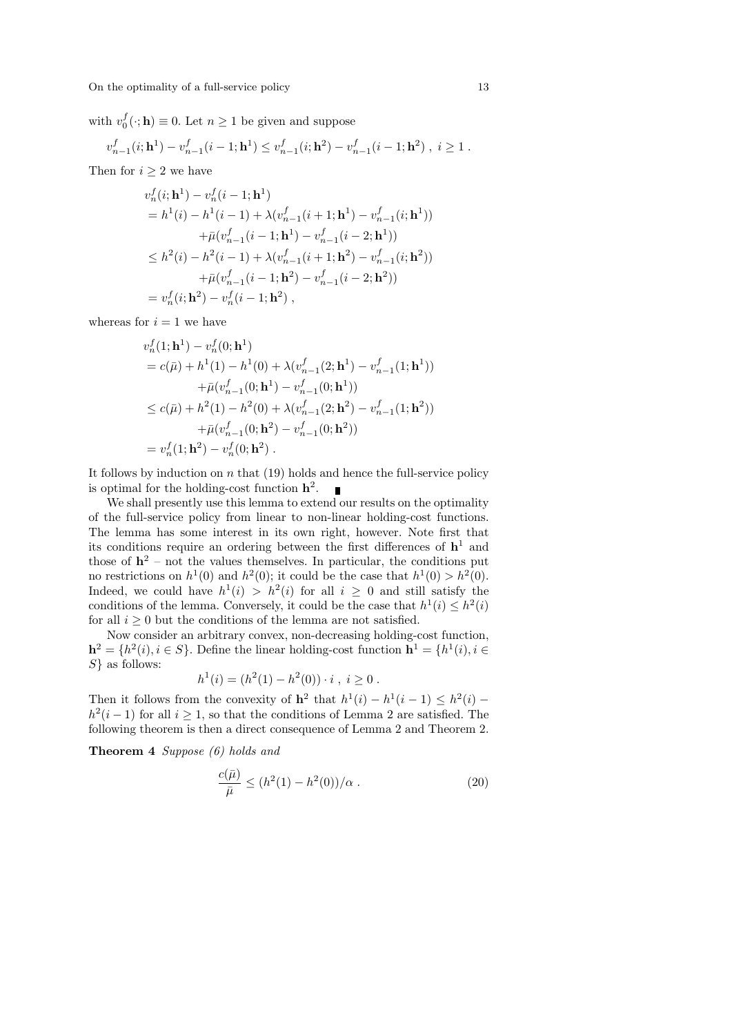with $v_0^f(\cdot;\mathbf{h}) \equiv 0$. Let $n \geq 1$ be given and suppose

$$v_{n-1}^f(i;\mathbf{h}^1) - v_{n-1}^f(i-1;\mathbf{h}^1) \leq v_{n-1}^f(i;\mathbf{h}^2) - v_{n-1}^f(i-1;\mathbf{h}^2)\ ,\ i \geq 1\ .$$

Then for $i \geq 2$ we have

$$\begin{aligned}
&v_n^f(i;\mathbf{h}^1) - v_n^f(i-1;\mathbf{h}^1) \\
&= h^1(i) - h^1(i-1) + \lambda(v_{n-1}^f(i+1;\mathbf{h}^1) - v_{n-1}^f(i;\mathbf{h}^1)) \\
&\qquad + \bar{\mu}(v_{n-1}^f(i-1;\mathbf{h}^1) - v_{n-1}^f(i-2;\mathbf{h}^1)) \\
&\leq h^2(i) - h^2(i-1) + \lambda(v_{n-1}^f(i+1;\mathbf{h}^2) - v_{n-1}^f(i;\mathbf{h}^2)) \\
&\qquad + \bar{\mu}(v_{n-1}^f(i-1;\mathbf{h}^2) - v_{n-1}^f(i-2;\mathbf{h}^2)) \\
&= v_n^f(i;\mathbf{h}^2) - v_n^f(i-1;\mathbf{h}^2)\ ,
\end{aligned}$$

whereas for $i = 1$ we have

$$\begin{aligned}
&v_n^f(1;\mathbf{h}^1) - v_n^f(0;\mathbf{h}^1) \\
&= c(\bar{\mu}) + h^1(1) - h^1(0) + \lambda(v_{n-1}^f(2;\mathbf{h}^1) - v_{n-1}^f(1;\mathbf{h}^1)) \\
&\qquad + \bar{\mu}(v_{n-1}^f(0;\mathbf{h}^1) - v_{n-1}^f(0;\mathbf{h}^1)) \\
&\leq c(\bar{\mu}) + h^2(1) - h^2(0) + \lambda(v_{n-1}^f(2;\mathbf{h}^2) - v_{n-1}^f(1;\mathbf{h}^2)) \\
&\qquad + \bar{\mu}(v_{n-1}^f(0;\mathbf{h}^2) - v_{n-1}^f(0;\mathbf{h}^2)) \\
&= v_n^f(1;\mathbf{h}^2) - v_n^f(0;\mathbf{h}^2)\ .
\end{aligned}$$

It follows by induction on $n$ that (19) holds and hence the full-service policy is optimal for the holding-cost function $\mathbf{h}^2$. ∎

We shall presently use this lemma to extend our results on the optimality of the full-service policy from linear to non-linear holding-cost functions. The lemma has some interest in its own right, however. Note first that its conditions require an ordering between the first differences of $\mathbf{h}^1$ and those of $\mathbf{h}^2$ – not the values themselves. In particular, the conditions put no restrictions on $h^1(0)$ and $h^2(0)$; it could be the case that $h^1(0) > h^2(0)$. Indeed, we could have $h^1(i) > h^2(i)$ for all $i \geq 0$ and still satisfy the conditions of the lemma. Conversely, it could be the case that $h^1(i) \leq h^2(i)$ for all $i \geq 0$ but the conditions of the lemma are not satisfied.

Now consider an arbitrary convex, non-decreasing holding-cost function, $\mathbf{h}^2 = \{h^2(i), i \in S\}$. Define the linear holding-cost function $\mathbf{h}^1 = \{h^1(i), i \in S\}$ as follows:

$$h^1(i) = (h^2(1) - h^2(0)) \cdot i\ ,\ i \geq 0\ .$$

Then it follows from the convexity of $\mathbf{h}^2$ that $h^1(i) - h^1(i-1) \leq h^2(i) - h^2(i-1)$ for all $i \geq 1$, so that the conditions of Lemma 2 are satisfied. The following theorem is then a direct consequence of Lemma 2 and Theorem 2.

**Theorem 4** *Suppose (6) holds and*

$$\frac{c(\bar{\mu})}{\bar{\mu}} \leq (h^2(1) - h^2(0))/\alpha\ . \tag{20}$$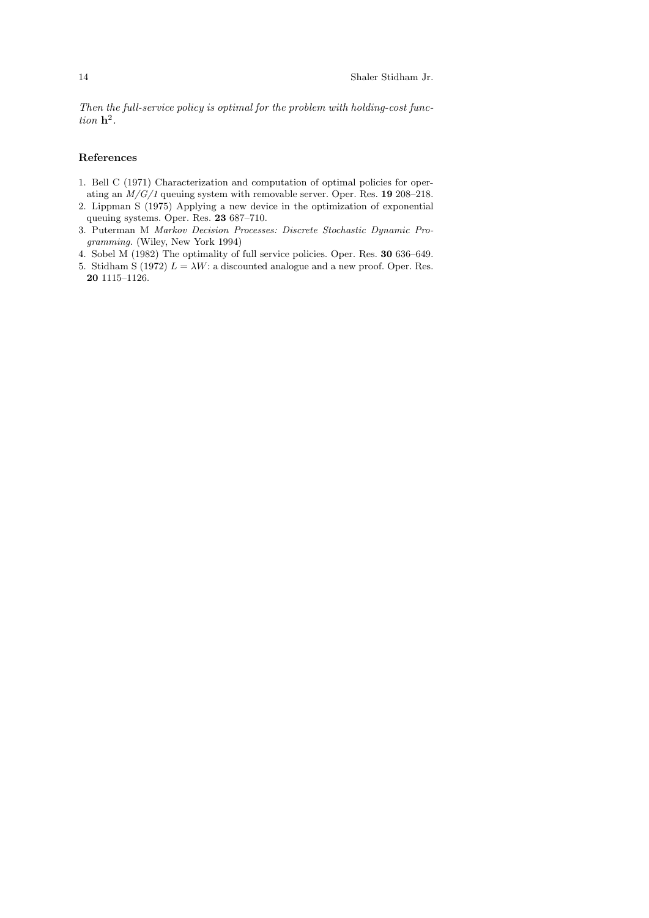*Then the full-service policy is optimal for the problem with holding-cost function* $\mathbf{h}^2$.

## References

1. Bell C (1971) Characterization and computation of optimal policies for operating an *M/G/1* queuing system with removable server. Oper. Res. **19** 208–218.
2. Lippman S (1975) Applying a new device in the optimization of exponential queuing systems. Oper. Res. **23** 687–710.
3. Puterman M *Markov Decision Processes: Discrete Stochastic Dynamic Programming.* (Wiley, New York 1994)
4. Sobel M (1982) The optimality of full service policies. Oper. Res. **30** 636–649.
5. Stidham S (1972) $L = \lambda W$: a discounted analogue and a new proof. Oper. Res. **20** 1115–1126.